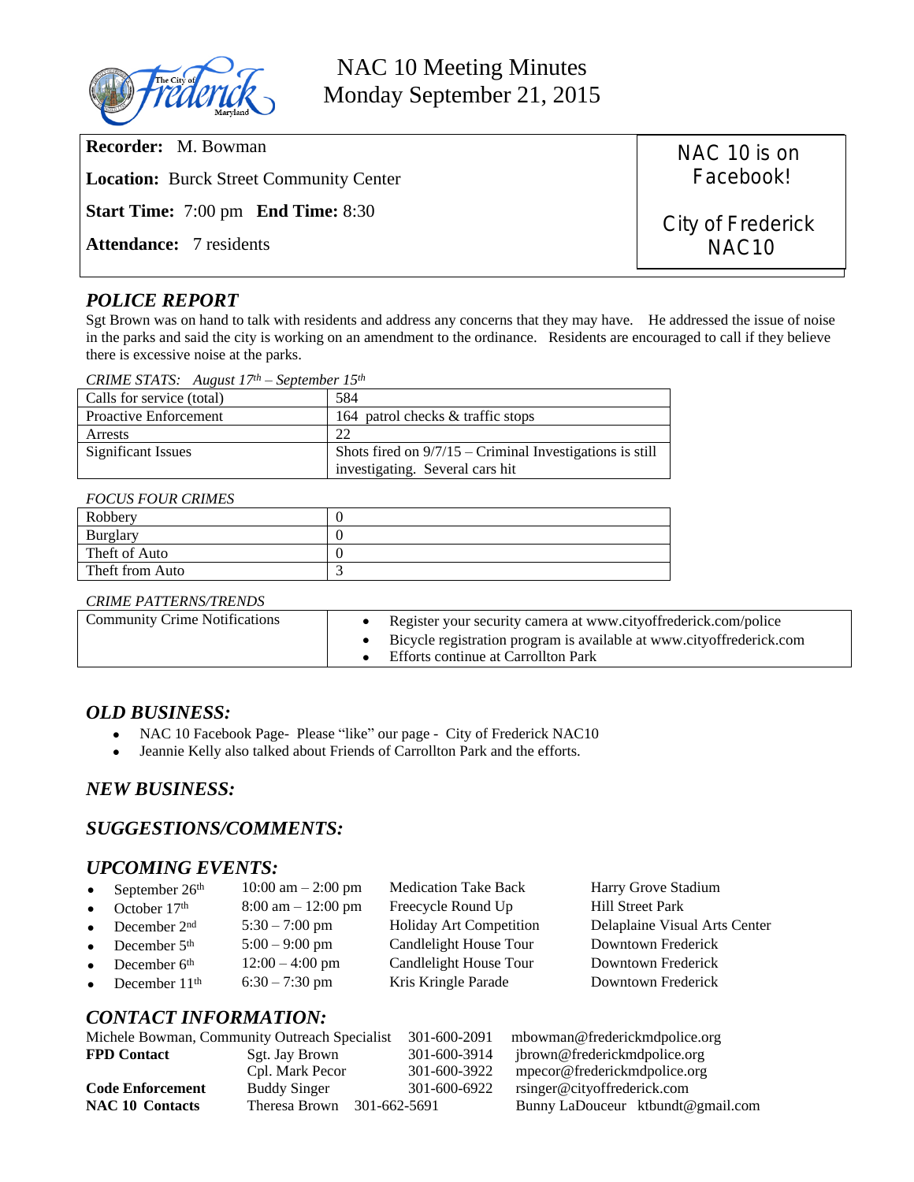# NAC 10 Meeting Minutes
## Monday September 21, 2015

**Recorder:** M. Bowman

**Location:** Burck Street Community Center

**Start Time:** 7:00 pm **End Time:** 8:30

**Attendance:** 7 residents

NAC 10 is on Facebook!

City of Frederick NAC10

## *POLICE REPORT*

Sgt Brown was on hand to talk with residents and address any concerns that they may have. He addressed the issue of noise in the parks and said the city is working on an amendment to the ordinance. Residents are encouraged to call if they believe there is excessive noise at the parks.

*CRIME STATS: August 17th – September 15th*

| | |
|---|---|
| Calls for service (total) | 584 |
| Proactive Enforcement | 164 patrol checks & traffic stops |
| Arrests | 22 |
| Significant Issues | Shots fired on 9/7/15 – Criminal Investigations is still investigating. Several cars hit |

*FOCUS FOUR CRIMES*

| | |
|---|---|
| Robbery | 0 |
| Burglary | 0 |
| Theft of Auto | 0 |
| Theft from Auto | 3 |

*CRIME PATTERNS/TRENDS*

| | |
|---|---|
| Community Crime Notifications | • Register your security camera at www.cityoffrederick.com/police<br>• Bicycle registration program is available at www.cityoffrederick.com<br>• Efforts continue at Carrollton Park |

## *OLD BUSINESS:*

- NAC 10 Facebook Page- Please "like" our page - City of Frederick NAC10
- Jeannie Kelly also talked about Friends of Carrollton Park and the efforts.

## *NEW BUSINESS:*

## *SUGGESTIONS/COMMENTS:*

## *UPCOMING EVENTS:*

- September 26th — 10:00 am – 2:00 pm — Medication Take Back — Harry Grove Stadium
- October 17th — 8:00 am – 12:00 pm — Freecycle Round Up — Hill Street Park
- December 2nd — 5:30 – 7:00 pm — Holiday Art Competition — Delaplaine Visual Arts Center
- December 5th — 5:00 – 9:00 pm — Candlelight House Tour — Downtown Frederick
- December 6th — 12:00 – 4:00 pm — Candlelight House Tour — Downtown Frederick
- December 11th — 6:30 – 7:30 pm — Kris Kringle Parade — Downtown Frederick

## *CONTACT INFORMATION:*

| | | | |
|---|---|---|---|
| Michele Bowman, Community Outreach Specialist | | 301-600-2091 | mbowman@frederickmdpolice.org |
| **FPD Contact** | Sgt. Jay Brown | 301-600-3914 | jbrown@frederickmdpolice.org |
| | Cpl. Mark Pecor | 301-600-3922 | mpecor@frederickmdpolice.org |
| **Code Enforcement** | Buddy Singer | 301-600-6922 | rsinger@cityoffrederick.com |
| **NAC 10 Contacts** | Theresa Brown | 301-662-5691 | Bunny LaDouceur ktbundt@gmail.com |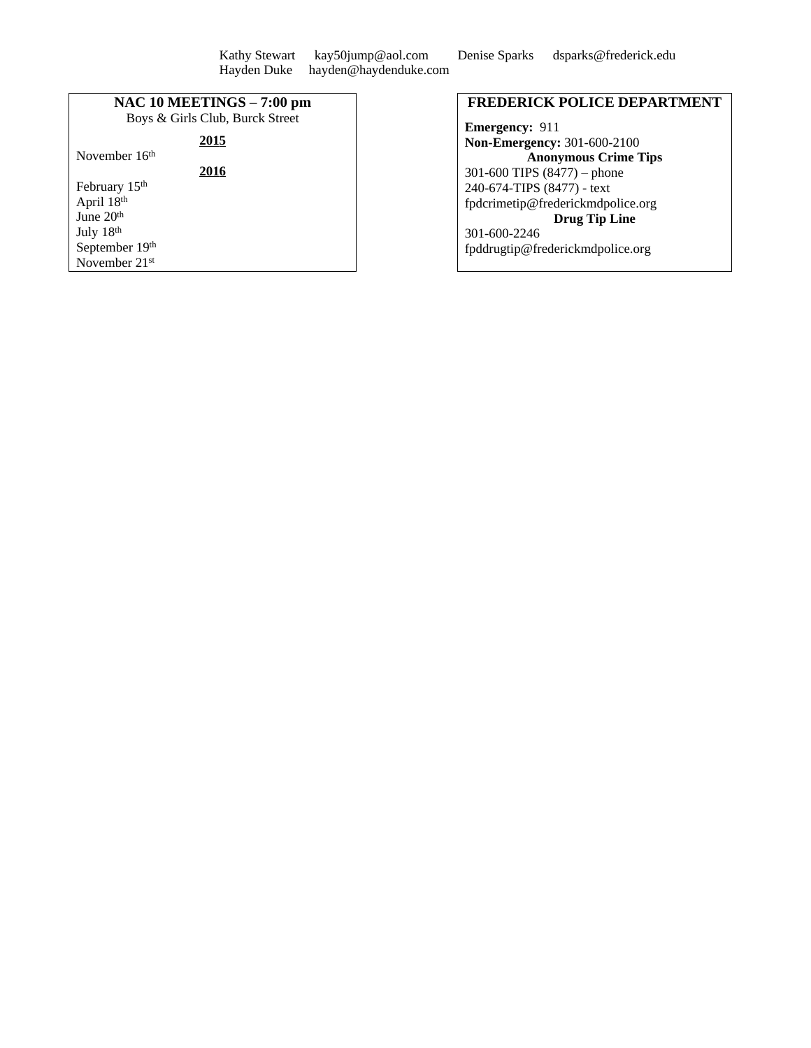Kathy Stewart kay50jump@aol.com Denise Sparks dsparks@frederick.edu
Hayden Duke hayden@haydenduke.com

**NAC 10 MEETINGS – 7:00 pm**

Boys & Girls Club, Burck Street

**2015**

November 16th

**2016**

February 15th
April 18th
June 20th
July 18th
September 19th
November 21st

**FREDERICK POLICE DEPARTMENT**

**Emergency:** 911
**Non-Emergency:** 301-600-2100

**Anonymous Crime Tips**

301-600 TIPS (8477) – phone
240-674-TIPS (8477) - text
fpdcrimetip@frederickmdpolice.org

**Drug Tip Line**

301-600-2246
fpddrugtip@frederickmdpolice.org